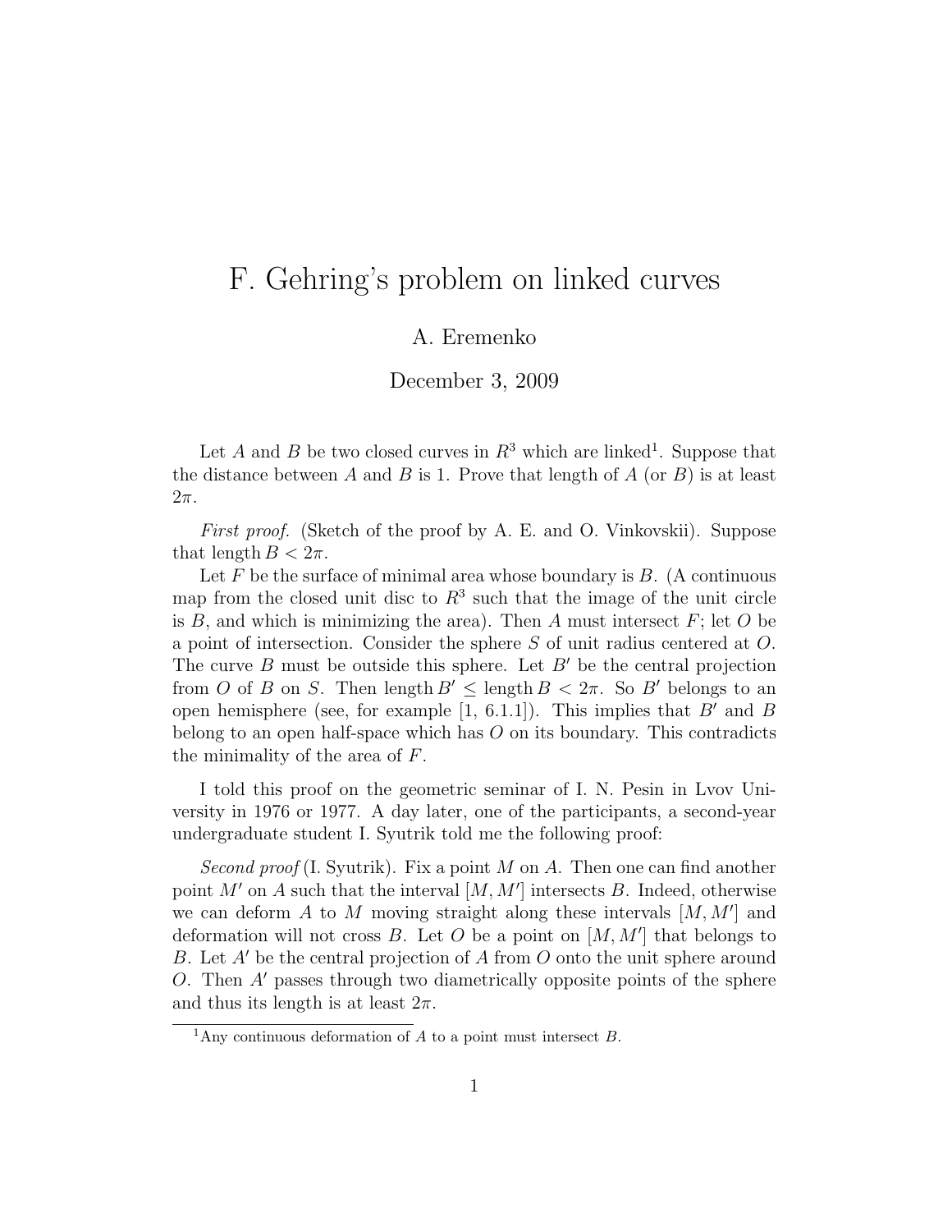# F. Gehring's problem on linked curves

A. Eremenko

December 3, 2009

Let $A$ and $B$ be two closed curves in $R^3$ which are linked[1]. Suppose that the distance between $A$ and $B$ is 1. Prove that length of $A$ (or $B$) is at least $2\pi$.

*First proof.* (Sketch of the proof by A. E. and O. Vinkovskii). Suppose that length $B < 2\pi$.

Let $F$ be the surface of minimal area whose boundary is $B$. (A continuous map from the closed unit disc to $R^3$ such that the image of the unit circle is $B$, and which is minimizing the area). Then $A$ must intersect $F$; let $O$ be a point of intersection. Consider the sphere $S$ of unit radius centered at $O$. The curve $B$ must be outside this sphere. Let $B'$ be the central projection from $O$ of $B$ on $S$. Then length $B' \leq$ length $B < 2\pi$. So $B'$ belongs to an open hemisphere (see, for example [1, 6.1.1]). This implies that $B'$ and $B$ belong to an open half-space which has $O$ on its boundary. This contradicts the minimality of the area of $F$.

I told this proof on the geometric seminar of I. N. Pesin in Lvov University in 1976 or 1977. A day later, one of the participants, a second-year undergraduate student I. Syutrik told me the following proof:

*Second proof* (I. Syutrik). Fix a point $M$ on $A$. Then one can find another point $M'$ on $A$ such that the interval $[M, M']$ intersects $B$. Indeed, otherwise we can deform $A$ to $M$ moving straight along these intervals $[M, M']$ and deformation will not cross $B$. Let $O$ be a point on $[M, M']$ that belongs to $B$. Let $A'$ be the central projection of $A$ from $O$ onto the unit sphere around $O$. Then $A'$ passes through two diametrically opposite points of the sphere and thus its length is at least $2\pi$.

[1] Any continuous deformation of $A$ to a point must intersect $B$.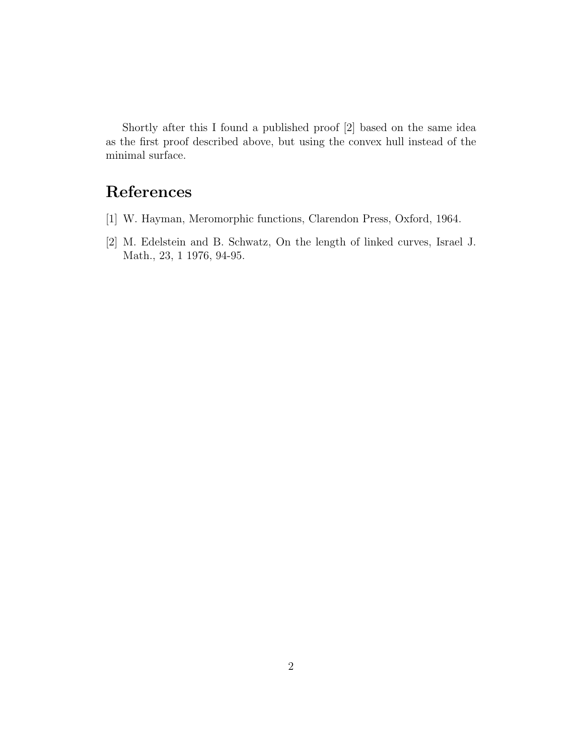Shortly after this I found a published proof [2] based on the same idea as the first proof described above, but using the convex hull instead of the minimal surface.

## References

[1] W. Hayman, Meromorphic functions, Clarendon Press, Oxford, 1964.

[2] M. Edelstein and B. Schwatz, On the length of linked curves, Israel J. Math., 23, 1 1976, 94-95.